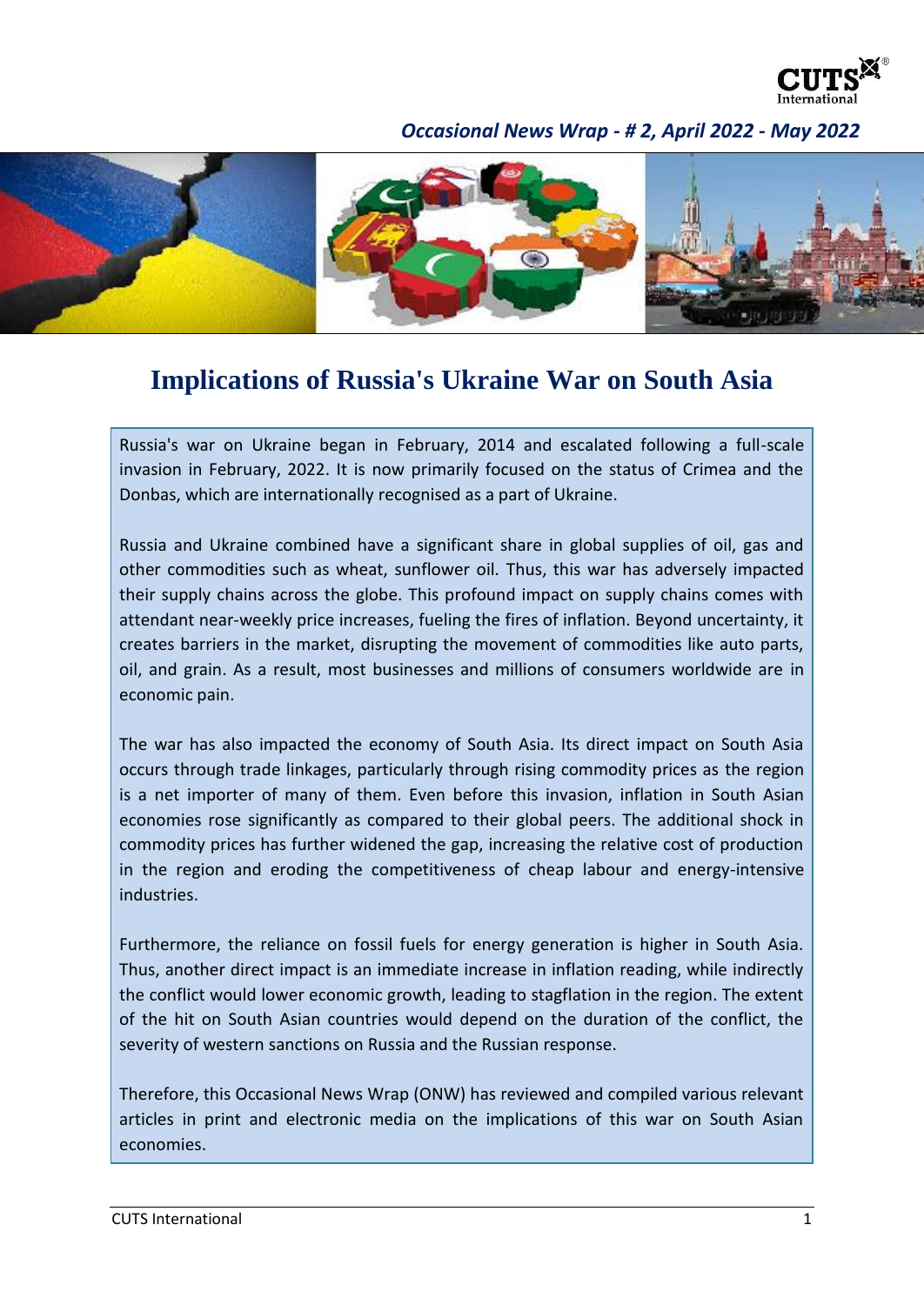*Occasional News Wrap - # 2, April 2022 - May 2022*

# Implications of Russia's Ukraine War on South Asia

Russia's war on Ukraine began in February, 2014 and escalated following a full-scale invasion in February, 2022. It is now primarily focused on the status of Crimea and the Donbas, which are internationally recognised as a part of Ukraine.

Russia and Ukraine combined have a significant share in global supplies of oil, gas and other commodities such as wheat, sunflower oil. Thus, this war has adversely impacted their supply chains across the globe. This profound impact on supply chains comes with attendant near-weekly price increases, fueling the fires of inflation. Beyond uncertainty, it creates barriers in the market, disrupting the movement of commodities like auto parts, oil, and grain. As a result, most businesses and millions of consumers worldwide are in economic pain.

The war has also impacted the economy of South Asia. Its direct impact on South Asia occurs through trade linkages, particularly through rising commodity prices as the region is a net importer of many of them. Even before this invasion, inflation in South Asian economies rose significantly as compared to their global peers. The additional shock in commodity prices has further widened the gap, increasing the relative cost of production in the region and eroding the competitiveness of cheap labour and energy-intensive industries.

Furthermore, the reliance on fossil fuels for energy generation is higher in South Asia. Thus, another direct impact is an immediate increase in inflation reading, while indirectly the conflict would lower economic growth, leading to stagflation in the region. The extent of the hit on South Asian countries would depend on the duration of the conflict, the severity of western sanctions on Russia and the Russian response.

Therefore, this Occasional News Wrap (ONW) has reviewed and compiled various relevant articles in print and electronic media on the implications of this war on South Asian economies.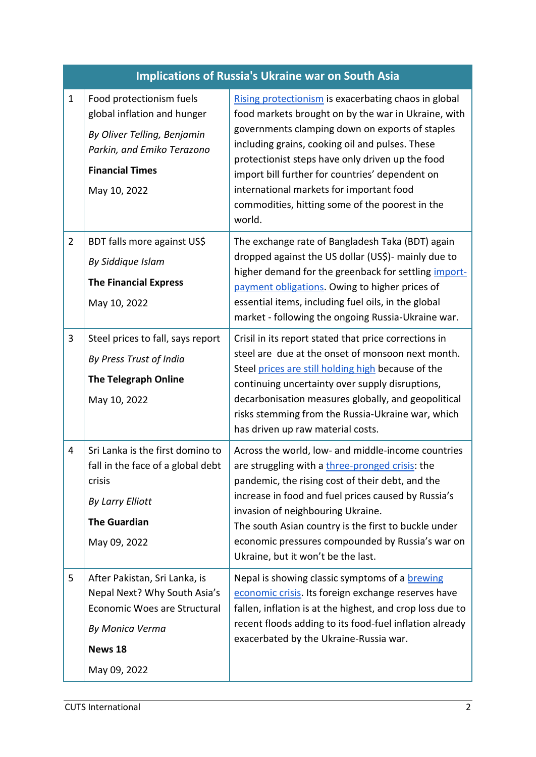| Implications of Russia's Ukraine war on South Asia | | |
|---|---|---|
| 1 | Food protectionism fuels global inflation and hunger<br>*By Oliver Telling, Benjamin Parkin, and Emiko Terazono*<br>**Financial Times**<br>May 10, 2022 | Rising protectionism is exacerbating chaos in global food markets brought on by the war in Ukraine, with governments clamping down on exports of staples including grains, cooking oil and pulses. These protectionist steps have only driven up the food import bill further for countries' dependent on international markets for important food commodities, hitting some of the poorest in the world. |
| 2 | BDT falls more against US$<br>*By Siddique Islam*<br>**The Financial Express**<br>May 10, 2022 | The exchange rate of Bangladesh Taka (BDT) again dropped against the US dollar (US$)- mainly due to higher demand for the greenback for settling import-payment obligations. Owing to higher prices of essential items, including fuel oils, in the global market - following the ongoing Russia-Ukraine war. |
| 3 | Steel prices to fall, says report<br>*By Press Trust of India*<br>**The Telegraph Online**<br>May 10, 2022 | Crisil in its report stated that price corrections in steel are due at the onset of monsoon next month. Steel prices are still holding high because of the continuing uncertainty over supply disruptions, decarbonisation measures globally, and geopolitical risks stemming from the Russia-Ukraine war, which has driven up raw material costs. |
| 4 | Sri Lanka is the first domino to fall in the face of a global debt crisis<br>*By Larry Elliott*<br>**The Guardian**<br>May 09, 2022 | Across the world, low- and middle-income countries are struggling with a three-pronged crisis: the pandemic, the rising cost of their debt, and the increase in food and fuel prices caused by Russia's invasion of neighbouring Ukraine.<br>The south Asian country is the first to buckle under economic pressures compounded by Russia's war on Ukraine, but it won't be the last. |
| 5 | After Pakistan, Sri Lanka, is Nepal Next? Why South Asia's Economic Woes are Structural<br>*By Monica Verma*<br>**News 18**<br>May 09, 2022 | Nepal is showing classic symptoms of a brewing economic crisis. Its foreign exchange reserves have fallen, inflation is at the highest, and crop loss due to recent floods adding to its food-fuel inflation already exacerbated by the Ukraine-Russia war. |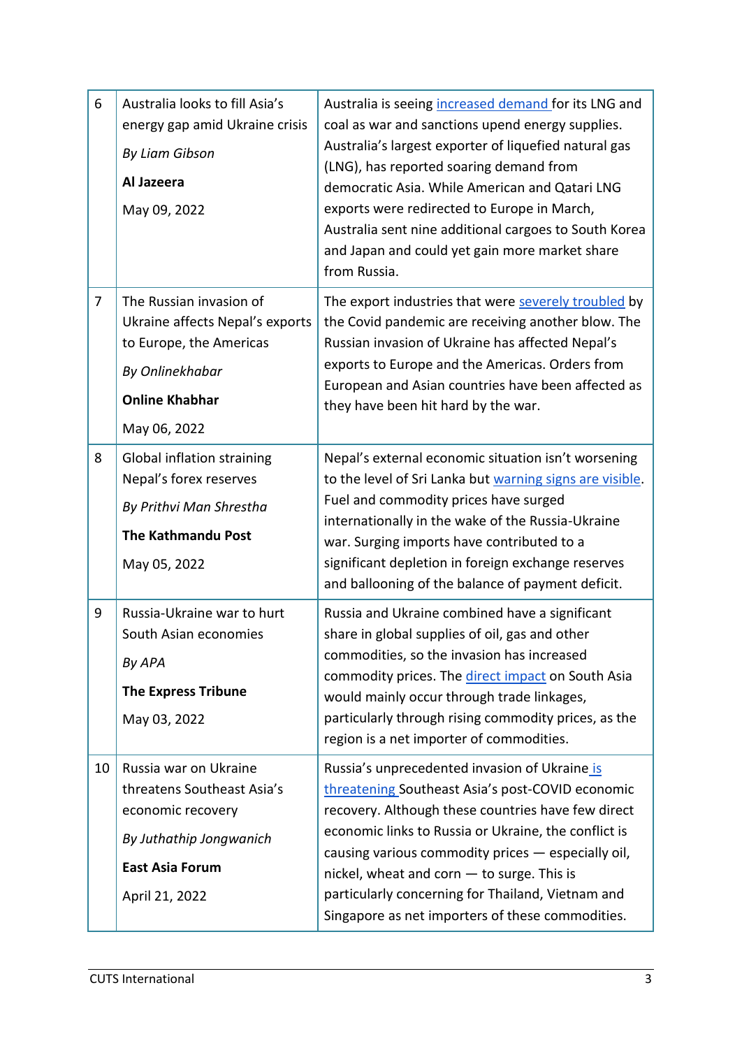| | | |
|---|---|---|
| 6 | Australia looks to fill Asia's energy gap amid Ukraine crisis<br><br>*By Liam Gibson*<br><br>**Al Jazeera**<br><br>May 09, 2022 | Australia is seeing increased demand for its LNG and coal as war and sanctions upend energy supplies. Australia's largest exporter of liquefied natural gas (LNG), has reported soaring demand from democratic Asia. While American and Qatari LNG exports were redirected to Europe in March, Australia sent nine additional cargoes to South Korea and Japan and could yet gain more market share from Russia. |
| 7 | The Russian invasion of Ukraine affects Nepal's exports to Europe, the Americas<br><br>*By Onlinekhabar*<br><br>**Online Khabhar**<br><br>May 06, 2022 | The export industries that were severely troubled by the Covid pandemic are receiving another blow. The Russian invasion of Ukraine has affected Nepal's exports to Europe and the Americas. Orders from European and Asian countries have been affected as they have been hit hard by the war. |
| 8 | Global inflation straining Nepal's forex reserves<br><br>*By Prithvi Man Shrestha*<br><br>**The Kathmandu Post**<br><br>May 05, 2022 | Nepal's external economic situation isn't worsening to the level of Sri Lanka but warning signs are visible. Fuel and commodity prices have surged internationally in the wake of the Russia-Ukraine war. Surging imports have contributed to a significant depletion in foreign exchange reserves and ballooning of the balance of payment deficit. |
| 9 | Russia-Ukraine war to hurt South Asian economies<br><br>*By APA*<br><br>**The Express Tribune**<br><br>May 03, 2022 | Russia and Ukraine combined have a significant share in global supplies of oil, gas and other commodities, so the invasion has increased commodity prices. The direct impact on South Asia would mainly occur through trade linkages, particularly through rising commodity prices, as the region is a net importer of commodities. |
| 10 | Russia war on Ukraine threatens Southeast Asia's economic recovery<br><br>*By Juthathip Jongwanich*<br><br>**East Asia Forum**<br><br>April 21, 2022 | Russia's unprecedented invasion of Ukraine is threatening Southeast Asia's post-COVID economic recovery. Although these countries have few direct economic links to Russia or Ukraine, the conflict is causing various commodity prices — especially oil, nickel, wheat and corn — to surge. This is particularly concerning for Thailand, Vietnam and Singapore as net importers of these commodities. |